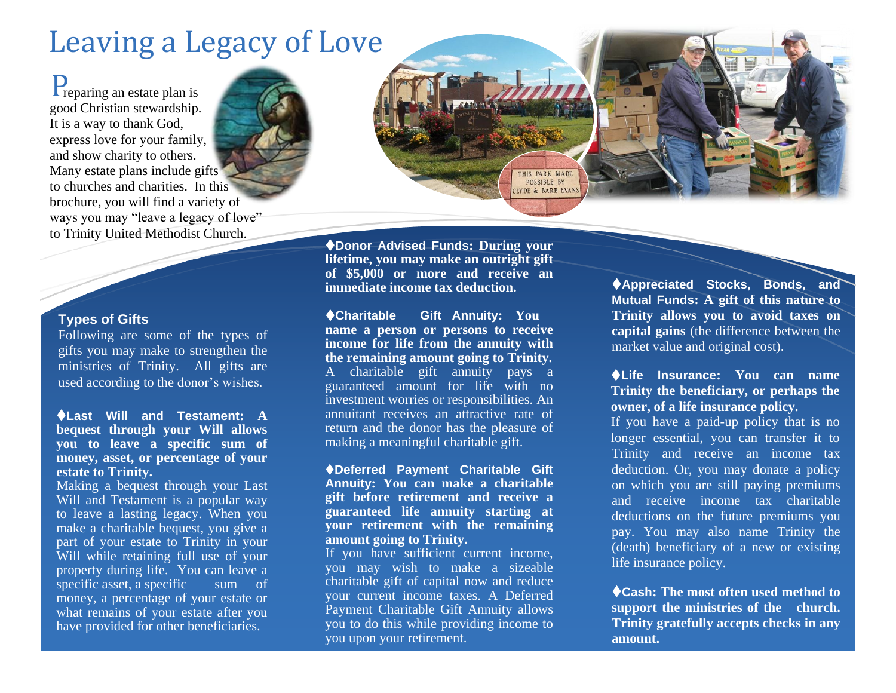# Leaving a Legacy of Love

Preparing an estate plan is good Christian stewardship. It is a way to thank God, express love for your family, and show charity to others. Many estate plans include gifts to churches and charities. In this brochure, you will find a variety of ways you may "leave a legacy of love" to Trinity United Methodist Church.

THIS PARK MADE POSSIBLE BY CLYDE & BARB EVANS

### Types of Gifts

Following are some of the types of gifts you may make to strengthen the ministries of Trinity. All gifts are used according to the donor's wishes.

**♦Last Will and Testament: A bequest through your Will allows you to leave a specific sum of money, asset, or percentage of your estate to Trinity.**

Making a bequest through your Last Will and Testament is a popular way to leave a lasting legacy. When you make a charitable bequest, you give a part of your estate to Trinity in your Will while retaining full use of your property during life. You can leave a specific asset, a specific sum of money, a percentage of your estate or what remains of your estate after you have provided for other beneficiaries.

**♦Donor Advised Funds: During your lifetime, you may make an outright gift of $5,000 or more and receive an immediate income tax deduction.**

**♦Charitable Gift Annuity: You name a person or persons to receive income for life from the annuity with the remaining amount going to Trinity.**

A charitable gift annuity pays a guaranteed amount for life with no investment worries or responsibilities. An annuitant receives an attractive rate of return and the donor has the pleasure of making a meaningful charitable gift.

**♦Deferred Payment Charitable Gift Annuity: You can make a charitable gift before retirement and receive a guaranteed life annuity starting at your retirement with the remaining amount going to Trinity.**

If you have sufficient current income, you may wish to make a sizeable charitable gift of capital now and reduce your current income taxes. A Deferred Payment Charitable Gift Annuity allows you to do this while providing income to you upon your retirement.

**♦Appreciated Stocks, Bonds, and Mutual Funds: A gift of this nature to Trinity allows you to avoid taxes on capital gains** (the difference between the market value and original cost).

**♦Life Insurance: You can name Trinity the beneficiary, or perhaps the owner, of a life insurance policy.**

If you have a paid-up policy that is no longer essential, you can transfer it to Trinity and receive an income tax deduction. Or, you may donate a policy on which you are still paying premiums and receive income tax charitable deductions on the future premiums you pay. You may also name Trinity the (death) beneficiary of a new or existing life insurance policy.

**♦Cash: The most often used method to support the ministries of the church. Trinity gratefully accepts checks in any amount.**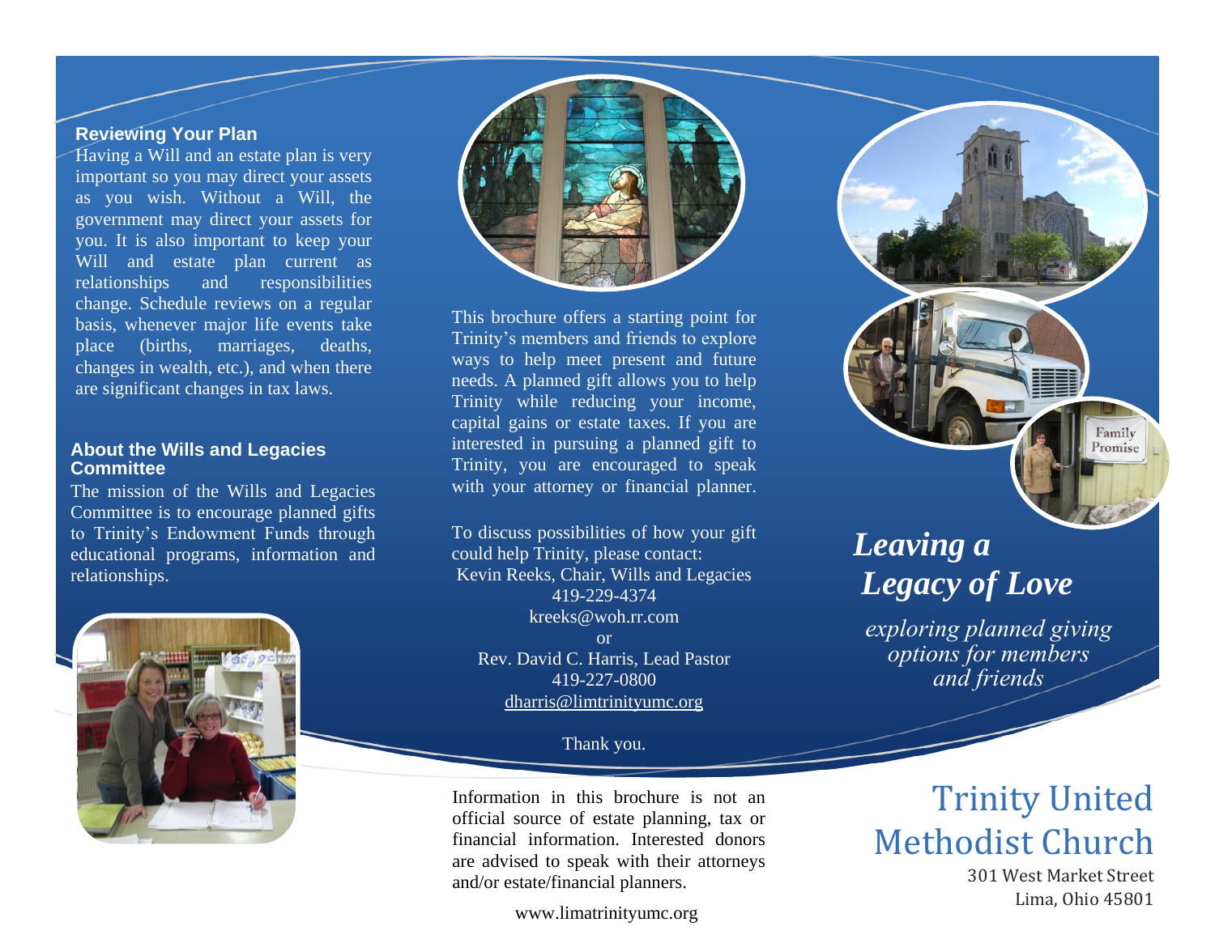### Reviewing Your Plan

Having a Will and an estate plan is very important so you may direct your assets as you wish. Without a Will, the government may direct your assets for you. It is also important to keep your Will and estate plan current as relationships and responsibilities change. Schedule reviews on a regular basis, whenever major life events take place (births, marriages, deaths, changes in wealth, etc.), and when there are significant changes in tax laws.

### About the Wills and Legacies Committee

The mission of the Wills and Legacies Committee is to encourage planned gifts to Trinity's Endowment Funds through educational programs, information and relationships.

This brochure offers a starting point for Trinity's members and friends to explore ways to help meet present and future needs. A planned gift allows you to help Trinity while reducing your income, capital gains or estate taxes. If you are interested in pursuing a planned gift to Trinity, you are encouraged to speak with your attorney or financial planner.

To discuss possibilities of how your gift could help Trinity, please contact:

Kevin Reeks, Chair, Wills and Legacies
419-229-4374
kreeks@woh.rr.com

or

Rev. David C. Harris, Lead Pastor
419-227-0800
dharris@limtrinityumc.org

Thank you.

Information in this brochure is not an official source of estate planning, tax or financial information. Interested donors are advised to speak with their attorneys and/or estate/financial planners.

www.limatrinityumc.org

# *Leaving a Legacy of Love*

*exploring planned giving options for members and friends*

## Trinity United Methodist Church

301 West Market Street
Lima, Ohio 45801